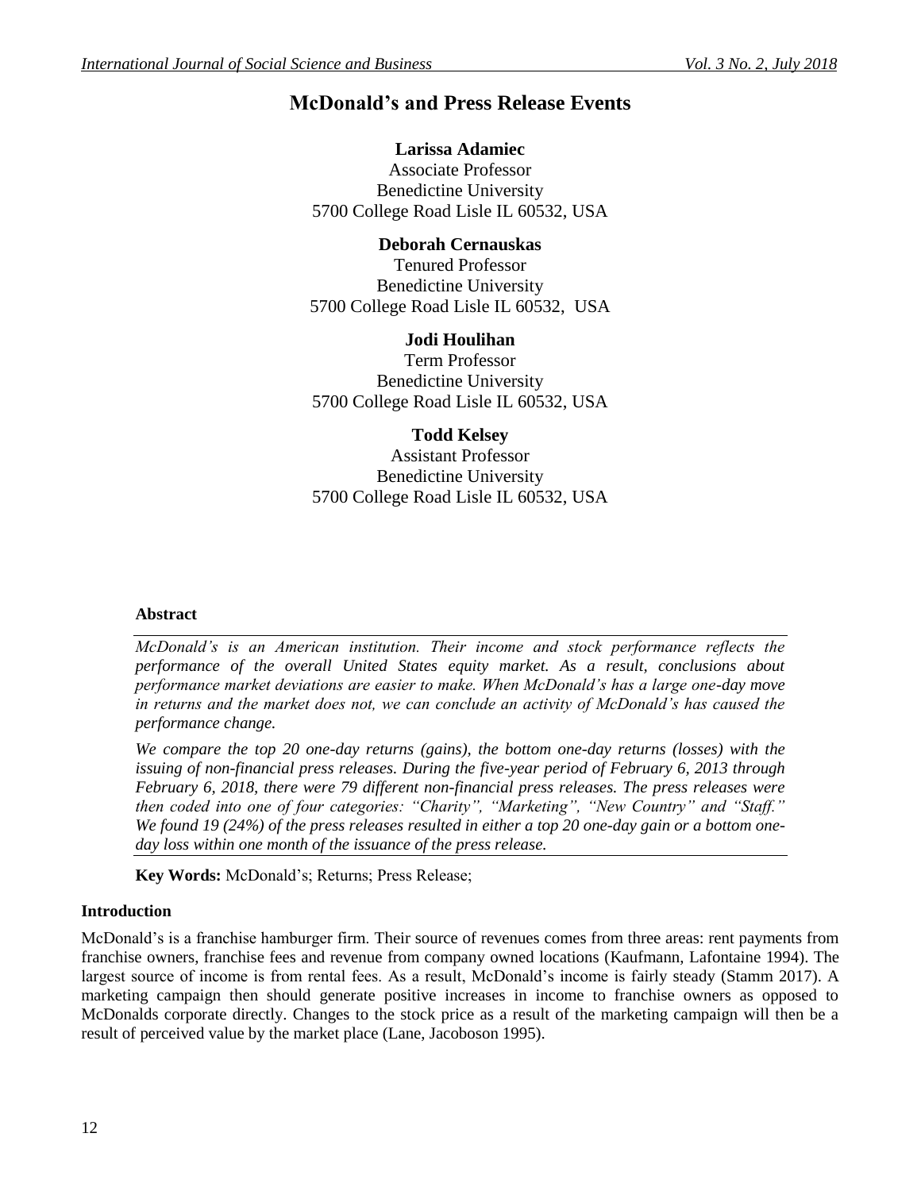# McDonald's and Press Release Events

**Larissa Adamiec**
Associate Professor
Benedictine University
5700 College Road Lisle IL 60532, USA

**Deborah Cernauskas**
Tenured Professor
Benedictine University
5700 College Road Lisle IL 60532, USA

**Jodi Houlihan**
Term Professor
Benedictine University
5700 College Road Lisle IL 60532, USA

**Todd Kelsey**
Assistant Professor
Benedictine University
5700 College Road Lisle IL 60532, USA

## Abstract

*McDonald's is an American institution. Their income and stock performance reflects the performance of the overall United States equity market. As a result, conclusions about performance market deviations are easier to make. When McDonald's has a large one-day move in returns and the market does not, we can conclude an activity of McDonald's has caused the performance change.*

*We compare the top 20 one-day returns (gains), the bottom one-day returns (losses) with the issuing of non-financial press releases. During the five-year period of February 6, 2013 through February 6, 2018, there were 79 different non-financial press releases. The press releases were then coded into one of four categories: "Charity", "Marketing", "New Country" and "Staff." We found 19 (24%) of the press releases resulted in either a top 20 one-day gain or a bottom one-day loss within one month of the issuance of the press release.*

**Key Words:** McDonald's; Returns; Press Release;

## Introduction

McDonald's is a franchise hamburger firm. Their source of revenues comes from three areas: rent payments from franchise owners, franchise fees and revenue from company owned locations (Kaufmann, Lafontaine 1994). The largest source of income is from rental fees. As a result, McDonald's income is fairly steady (Stamm 2017). A marketing campaign then should generate positive increases in income to franchise owners as opposed to McDonalds corporate directly. Changes to the stock price as a result of the marketing campaign will then be a result of perceived value by the market place (Lane, Jacoboson 1995).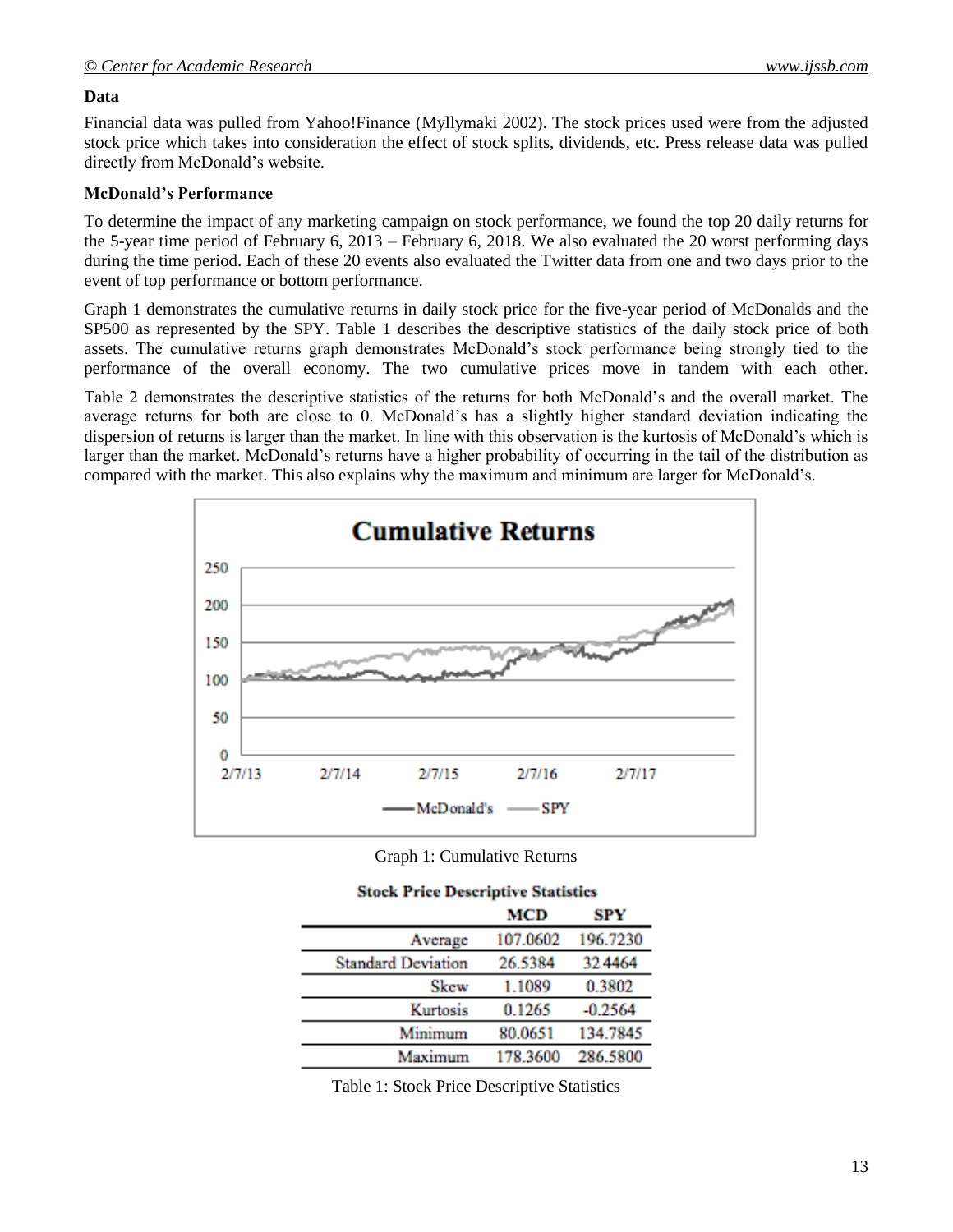### Data

Financial data was pulled from Yahoo!Finance (Myllymaki 2002). The stock prices used were from the adjusted stock price which takes into consideration the effect of stock splits, dividends, etc. Press release data was pulled directly from McDonald's website.

### McDonald's Performance

To determine the impact of any marketing campaign on stock performance, we found the top 20 daily returns for the 5-year time period of February 6, 2013 – February 6, 2018. We also evaluated the 20 worst performing days during the time period. Each of these 20 events also evaluated the Twitter data from one and two days prior to the event of top performance or bottom performance.

Graph 1 demonstrates the cumulative returns in daily stock price for the five-year period of McDonalds and the SP500 as represented by the SPY. Table 1 describes the descriptive statistics of the daily stock price of both assets. The cumulative returns graph demonstrates McDonald's stock performance being strongly tied to the performance of the overall economy. The two cumulative prices move in tandem with each other.

Table 2 demonstrates the descriptive statistics of the returns for both McDonald's and the overall market. The average returns for both are close to 0. McDonald's has a slightly higher standard deviation indicating the dispersion of returns is larger than the market. In line with this observation is the kurtosis of McDonald's which is larger than the market. McDonald's returns have a higher probability of occurring in the tail of the distribution as compared with the market. This also explains why the maximum and minimum are larger for McDonald's.

Cumulative Returns

250
200
150
100
50
0

2/7/13 2/7/14 2/7/15 2/7/16 2/7/17

McDonald's SPY

Graph 1: Cumulative Returns

**Stock Price Descriptive Statistics**

| | MCD | SPY |
|---|---|---|
| Average | 107.0602 | 196.7230 |
| Standard Deviation | 26.5384 | 32.4464 |
| Skew | 1.1089 | 0.3802 |
| Kurtosis | 0.1265 | -0.2564 |
| Minimum | 80.0651 | 134.7845 |
| Maximum | 178.3600 | 286.5800 |

Table 1: Stock Price Descriptive Statistics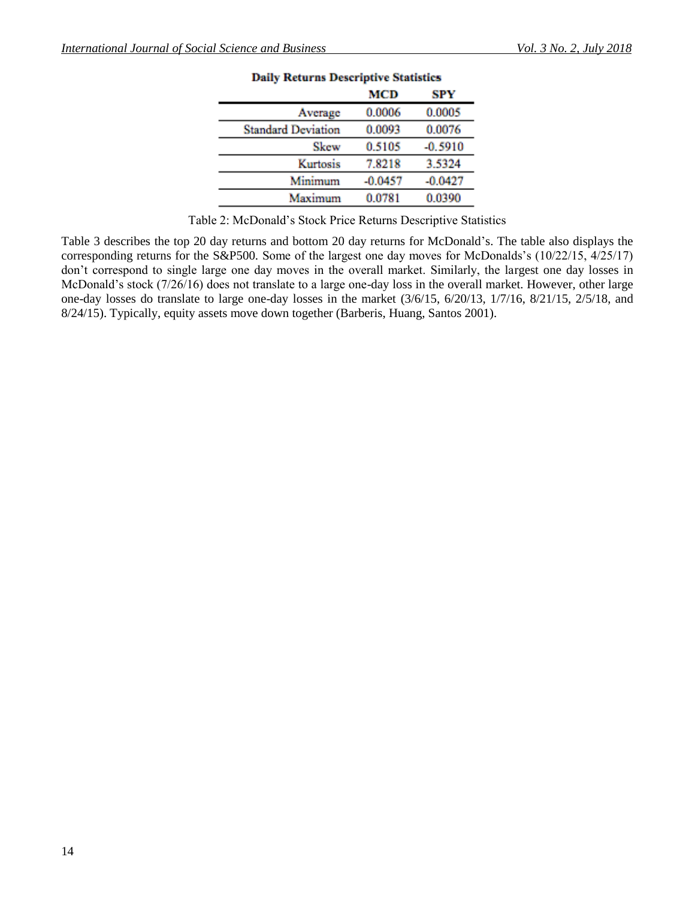**Daily Returns Descriptive Statistics**

| | MCD | SPY |
|---|---|---|
| Average | 0.0006 | 0.0005 |
| Standard Deviation | 0.0093 | 0.0076 |
| Skew | 0.5105 | -0.5910 |
| Kurtosis | 7.8218 | 3.5324 |
| Minimum | -0.0457 | -0.0427 |
| Maximum | 0.0781 | 0.0390 |

Table 2: McDonald's Stock Price Returns Descriptive Statistics

Table 3 describes the top 20 day returns and bottom 20 day returns for McDonald's. The table also displays the corresponding returns for the S&P500. Some of the largest one day moves for McDonalds's (10/22/15, 4/25/17) don't correspond to single large one day moves in the overall market. Similarly, the largest one day losses in McDonald's stock (7/26/16) does not translate to a large one-day loss in the overall market. However, other large one-day losses do translate to large one-day losses in the market (3/6/15, 6/20/13, 1/7/16, 8/21/15, 2/5/18, and 8/24/15). Typically, equity assets move down together (Barberis, Huang, Santos 2001).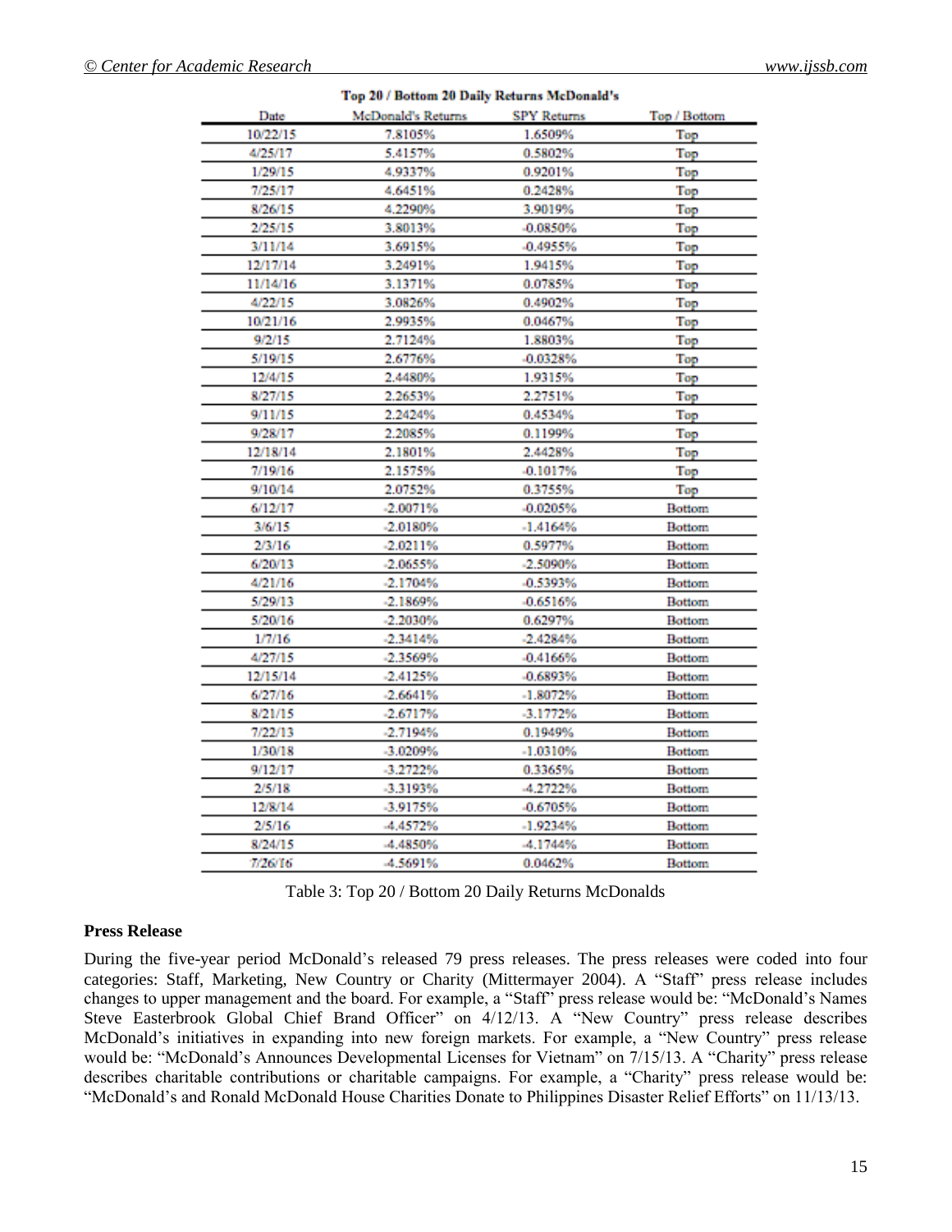Top 20 / Bottom 20 Daily Returns McDonald's

| Date | McDonald's Returns | SPY Returns | Top / Bottom |
|---|---|---|---|
| 10/22/15 | 7.8105% | 1.6509% | Top |
| 4/25/17 | 5.4157% | 0.5802% | Top |
| 1/29/15 | 4.9337% | 0.9201% | Top |
| 7/25/17 | 4.6451% | 0.2428% | Top |
| 8/26/15 | 4.2290% | 3.9019% | Top |
| 2/25/15 | 3.8013% | -0.0850% | Top |
| 3/11/14 | 3.6915% | -0.4955% | Top |
| 12/17/14 | 3.2491% | 1.9415% | Top |
| 11/14/16 | 3.1371% | 0.0785% | Top |
| 4/22/15 | 3.0826% | 0.4902% | Top |
| 10/21/16 | 2.9935% | 0.0467% | Top |
| 9/2/15 | 2.7124% | 1.8803% | Top |
| 5/19/15 | 2.6776% | -0.0328% | Top |
| 12/4/15 | 2.4480% | 1.9315% | Top |
| 8/27/15 | 2.2653% | 2.2751% | Top |
| 9/11/15 | 2.2424% | 0.4534% | Top |
| 9/28/17 | 2.2085% | 0.1199% | Top |
| 12/18/14 | 2.1801% | 2.4428% | Top |
| 7/19/16 | 2.1575% | -0.1017% | Top |
| 9/10/14 | 2.0752% | 0.3755% | Top |
| 6/12/17 | -2.0071% | -0.0205% | Bottom |
| 3/6/15 | -2.0180% | -1.4164% | Bottom |
| 2/3/16 | -2.0211% | 0.5977% | Bottom |
| 6/20/13 | -2.0655% | -2.5090% | Bottom |
| 4/21/16 | -2.1704% | -0.5393% | Bottom |
| 5/29/13 | -2.1869% | -0.6516% | Bottom |
| 5/20/16 | -2.2030% | 0.6297% | Bottom |
| 1/7/16 | -2.3414% | -2.4284% | Bottom |
| 4/27/15 | -2.3569% | -0.4166% | Bottom |
| 12/15/14 | -2.4125% | -0.6893% | Bottom |
| 6/27/16 | -2.6641% | -1.8072% | Bottom |
| 8/21/15 | -2.6717% | -3.1772% | Bottom |
| 7/22/13 | -2.7194% | 0.1949% | Bottom |
| 1/30/18 | -3.0209% | -1.0310% | Bottom |
| 9/12/17 | -3.2722% | 0.3365% | Bottom |
| 2/5/18 | -3.3193% | -4.2722% | Bottom |
| 12/8/14 | -3.9175% | -0.6705% | Bottom |
| 2/5/16 | -4.4572% | -1.9234% | Bottom |
| 8/24/15 | -4.4850% | -4.1744% | Bottom |
| 7/26/16 | -4.5691% | 0.0462% | Bottom |

Table 3: Top 20 / Bottom 20 Daily Returns McDonalds

**Press Release**

During the five-year period McDonald's released 79 press releases. The press releases were coded into four categories: Staff, Marketing, New Country or Charity (Mittermayer 2004). A "Staff" press release includes changes to upper management and the board. For example, a "Staff" press release would be: "McDonald's Names Steve Easterbrook Global Chief Brand Officer" on 4/12/13. A "New Country" press release describes McDonald's initiatives in expanding into new foreign markets. For example, a "New Country" press release would be: "McDonald's Announces Developmental Licenses for Vietnam" on 7/15/13. A "Charity" press release describes charitable contributions or charitable campaigns. For example, a "Charity" press release would be: "McDonald's and Ronald McDonald House Charities Donate to Philippines Disaster Relief Efforts" on 11/13/13.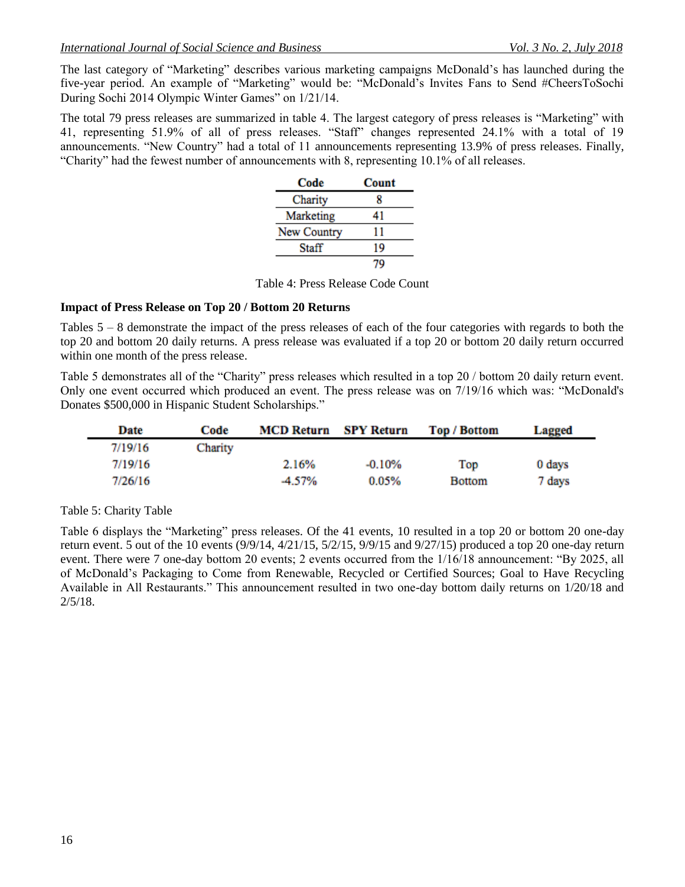The last category of "Marketing" describes various marketing campaigns McDonald's has launched during the five-year period. An example of "Marketing" would be: "McDonald's Invites Fans to Send #CheersToSochi During Sochi 2014 Olympic Winter Games" on 1/21/14.

The total 79 press releases are summarized in table 4. The largest category of press releases is "Marketing" with 41, representing 51.9% of all of press releases. "Staff" changes represented 24.1% with a total of 19 announcements. "New Country" had a total of 11 announcements representing 13.9% of press releases. Finally, "Charity" had the fewest number of announcements with 8, representing 10.1% of all releases.

| Code | Count |
|---|---|
| Charity | 8 |
| Marketing | 41 |
| New Country | 11 |
| Staff | 19 |
| | 79 |

Table 4: Press Release Code Count

### Impact of Press Release on Top 20 / Bottom 20 Returns

Tables 5 – 8 demonstrate the impact of the press releases of each of the four categories with regards to both the top 20 and bottom 20 daily returns. A press release was evaluated if a top 20 or bottom 20 daily return occurred within one month of the press release.

Table 5 demonstrates all of the "Charity" press releases which resulted in a top 20 / bottom 20 daily return event. Only one event occurred which produced an event. The press release was on 7/19/16 which was: "McDonald's Donates $500,000 in Hispanic Student Scholarships."

| Date | Code | MCD Return | SPY Return | Top / Bottom | Lagged |
|---|---|---|---|---|---|
| 7/19/16 | Charity | | | | |
| 7/19/16 | | 2.16% | -0.10% | Top | 0 days |
| 7/26/16 | | -4.57% | 0.05% | Bottom | 7 days |

Table 5: Charity Table

Table 6 displays the "Marketing" press releases. Of the 41 events, 10 resulted in a top 20 or bottom 20 one-day return event. 5 out of the 10 events (9/9/14, 4/21/15, 5/2/15, 9/9/15 and 9/27/15) produced a top 20 one-day return event. There were 7 one-day bottom 20 events; 2 events occurred from the 1/16/18 announcement: "By 2025, all of McDonald's Packaging to Come from Renewable, Recycled or Certified Sources; Goal to Have Recycling Available in All Restaurants." This announcement resulted in two one-day bottom daily returns on 1/20/18 and 2/5/18.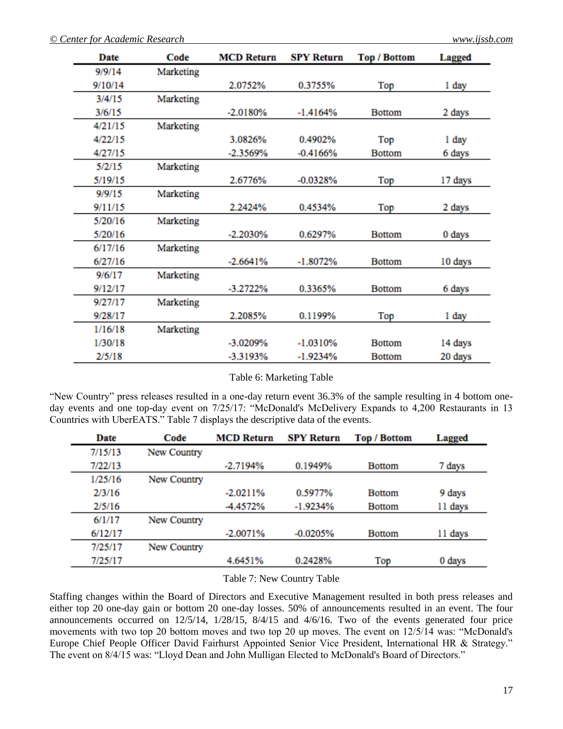| Date | Code | MCD Return | SPY Return | Top / Bottom | Lagged |
|---|---|---|---|---|---|
| 9/9/14 | Marketing | | | | |
| 9/10/14 | | 2.0752% | 0.3755% | Top | 1 day |
| 3/4/15 | Marketing | | | | |
| 3/6/15 | | -2.0180% | -1.4164% | Bottom | 2 days |
| 4/21/15 | Marketing | | | | |
| 4/22/15 | | 3.0826% | 0.4902% | Top | 1 day |
| 4/27/15 | | -2.3569% | -0.4166% | Bottom | 6 days |
| 5/2/15 | Marketing | | | | |
| 5/19/15 | | 2.6776% | -0.0328% | Top | 17 days |
| 9/9/15 | Marketing | | | | |
| 9/11/15 | | 2.2424% | 0.4534% | Top | 2 days |
| 5/20/16 | Marketing | | | | |
| 5/20/16 | | -2.2030% | 0.6297% | Bottom | 0 days |
| 6/17/16 | Marketing | | | | |
| 6/27/16 | | -2.6641% | -1.8072% | Bottom | 10 days |
| 9/6/17 | Marketing | | | | |
| 9/12/17 | | -3.2722% | 0.3365% | Bottom | 6 days |
| 9/27/17 | Marketing | | | | |
| 9/28/17 | | 2.2085% | 0.1199% | Top | 1 day |
| 1/16/18 | Marketing | | | | |
| 1/30/18 | | -3.0209% | -1.0310% | Bottom | 14 days |
| 2/5/18 | | -3.3193% | -1.9234% | Bottom | 20 days |

Table 6: Marketing Table

"New Country" press releases resulted in a one-day return event 36.3% of the sample resulting in 4 bottom one-day events and one top-day event on 7/25/17: "McDonald's McDelivery Expands to 4,200 Restaurants in 13 Countries with UberEATS." Table 7 displays the descriptive data of the events.

| Date | Code | MCD Return | SPY Return | Top / Bottom | Lagged |
|---|---|---|---|---|---|
| 7/15/13 | New Country | | | | |
| 7/22/13 | | -2.7194% | 0.1949% | Bottom | 7 days |
| 1/25/16 | New Country | | | | |
| 2/3/16 | | -2.0211% | 0.5977% | Bottom | 9 days |
| 2/5/16 | | -4.4572% | -1.9234% | Bottom | 11 days |
| 6/1/17 | New Country | | | | |
| 6/12/17 | | -2.0071% | -0.0205% | Bottom | 11 days |
| 7/25/17 | New Country | | | | |
| 7/25/17 | | 4.6451% | 0.2428% | Top | 0 days |

Table 7: New Country Table

Staffing changes within the Board of Directors and Executive Management resulted in both press releases and either top 20 one-day gain or bottom 20 one-day losses. 50% of announcements resulted in an event. The four announcements occurred on 12/5/14, 1/28/15, 8/4/15 and 4/6/16. Two of the events generated four price movements with two top 20 bottom moves and two top 20 up moves. The event on 12/5/14 was: "McDonald's Europe Chief People Officer David Fairhurst Appointed Senior Vice President, International HR & Strategy." The event on 8/4/15 was: "Lloyd Dean and John Mulligan Elected to McDonald's Board of Directors."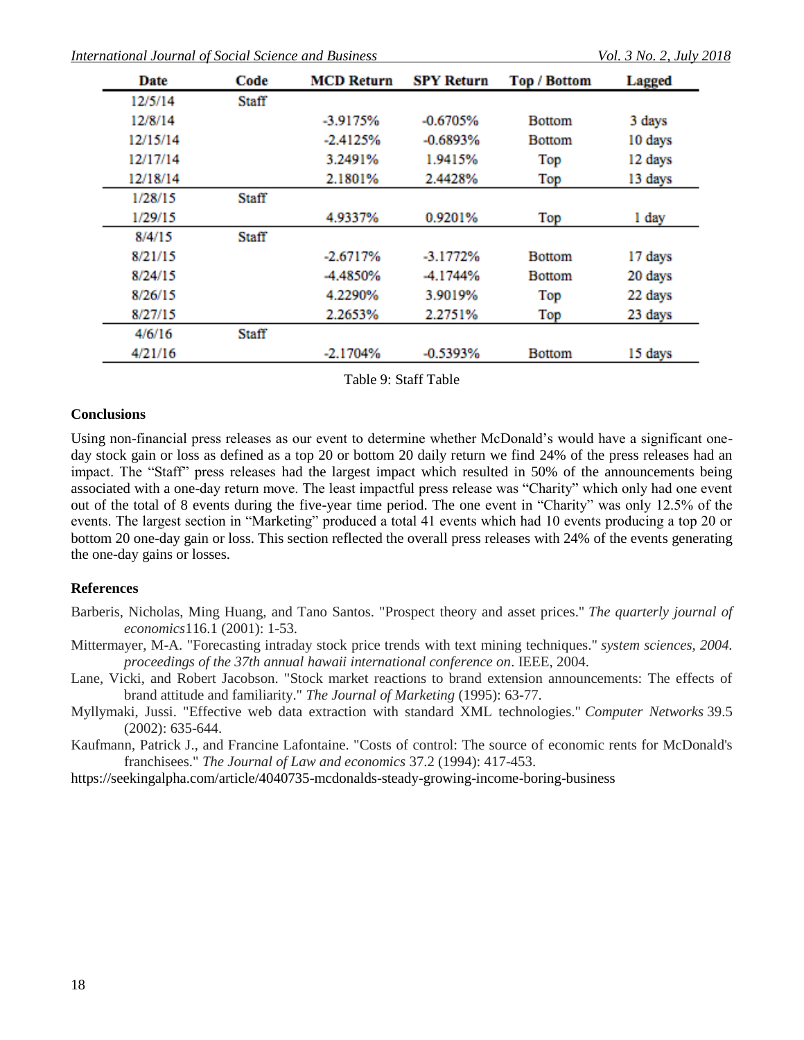| Date | Code | MCD Return | SPY Return | Top / Bottom | Lagged |
|---|---|---|---|---|---|
| 12/5/14 | Staff | | | | |
| 12/8/14 | | -3.9175% | -0.6705% | Bottom | 3 days |
| 12/15/14 | | -2.4125% | -0.6893% | Bottom | 10 days |
| 12/17/14 | | 3.2491% | 1.9415% | Top | 12 days |
| 12/18/14 | | 2.1801% | 2.4428% | Top | 13 days |
| 1/28/15 | Staff | | | | |
| 1/29/15 | | 4.9337% | 0.9201% | Top | 1 day |
| 8/4/15 | Staff | | | | |
| 8/21/15 | | -2.6717% | -3.1772% | Bottom | 17 days |
| 8/24/15 | | -4.4850% | -4.1744% | Bottom | 20 days |
| 8/26/15 | | 4.2290% | 3.9019% | Top | 22 days |
| 8/27/15 | | 2.2653% | 2.2751% | Top | 23 days |
| 4/6/16 | Staff | | | | |
| 4/21/16 | | -2.1704% | -0.5393% | Bottom | 15 days |

Table 9: Staff Table

## Conclusions

Using non-financial press releases as our event to determine whether McDonald's would have a significant one-day stock gain or loss as defined as a top 20 or bottom 20 daily return we find 24% of the press releases had an impact. The "Staff" press releases had the largest impact which resulted in 50% of the announcements being associated with a one-day return move. The least impactful press release was "Charity" which only had one event out of the total of 8 events during the five-year time period. The one event in "Charity" was only 12.5% of the events. The largest section in "Marketing" produced a total 41 events which had 10 events producing a top 20 or bottom 20 one-day gain or loss. This section reflected the overall press releases with 24% of the events generating the one-day gains or losses.

## References

Barberis, Nicholas, Ming Huang, and Tano Santos. "Prospect theory and asset prices." *The quarterly journal of economics*116.1 (2001): 1-53.

Mittermayer, M-A. "Forecasting intraday stock price trends with text mining techniques." *system sciences, 2004. proceedings of the 37th annual hawaii international conference on*. IEEE, 2004.

Lane, Vicki, and Robert Jacobson. "Stock market reactions to brand extension announcements: The effects of brand attitude and familiarity." *The Journal of Marketing* (1995): 63-77.

Myllymaki, Jussi. "Effective web data extraction with standard XML technologies." *Computer Networks* 39.5 (2002): 635-644.

Kaufmann, Patrick J., and Francine Lafontaine. "Costs of control: The source of economic rents for McDonald's franchisees." *The Journal of Law and economics* 37.2 (1994): 417-453.

https://seekingalpha.com/article/4040735-mcdonalds-steady-growing-income-boring-business